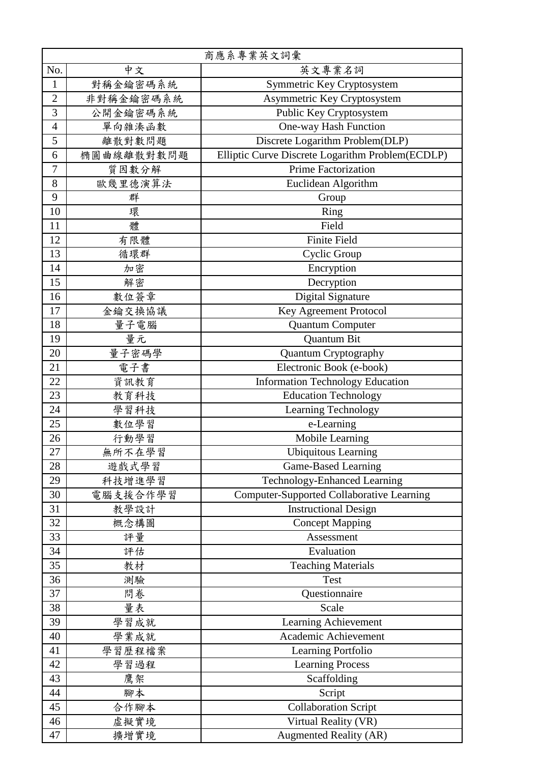| 商應系專業英文詞彙 | | |
| --- | --- | --- |
| No. | 中文 | 英文專業名詞 |
| 1 | 對稱金鑰密碼系統 | Symmetric Key Cryptosystem |
| 2 | 非對稱金鑰密碼系統 | Asymmetric Key Cryptosystem |
| 3 | 公開金鑰密碼系統 | Public Key Cryptosystem |
| 4 | 單向雜湊函數 | One-way Hash Function |
| 5 | 離散對數問題 | Discrete Logarithm Problem(DLP) |
| 6 | 橢圓曲線離散對數問題 | Elliptic Curve Discrete Logarithm Problem(ECDLP) |
| 7 | 質因數分解 | Prime Factorization |
| 8 | 歐幾里德演算法 | Euclidean Algorithm |
| 9 | 群 | Group |
| 10 | 環 | Ring |
| 11 | 體 | Field |
| 12 | 有限體 | Finite Field |
| 13 | 循環群 | Cyclic Group |
| 14 | 加密 | Encryption |
| 15 | 解密 | Decryption |
| 16 | 數位簽章 | Digital Signature |
| 17 | 金鑰交換協議 | Key Agreement Protocol |
| 18 | 量子電腦 | Quantum Computer |
| 19 | 量元 | Quantum Bit |
| 20 | 量子密碼學 | Quantum Cryptography |
| 21 | 電子書 | Electronic Book (e-book) |
| 22 | 資訊教育 | Information Technology Education |
| 23 | 教育科技 | Education Technology |
| 24 | 學習科技 | Learning Technology |
| 25 | 數位學習 | e-Learning |
| 26 | 行動學習 | Mobile Learning |
| 27 | 無所不在學習 | Ubiquitous Learning |
| 28 | 遊戲式學習 | Game-Based Learning |
| 29 | 科技增進學習 | Technology-Enhanced Learning |
| 30 | 電腦支援合作學習 | Computer-Supported Collaborative Learning |
| 31 | 教學設計 | Instructional Design |
| 32 | 概念構圖 | Concept Mapping |
| 33 | 評量 | Assessment |
| 34 | 評估 | Evaluation |
| 35 | 教材 | Teaching Materials |
| 36 | 測驗 | Test |
| 37 | 問卷 | Questionnaire |
| 38 | 量表 | Scale |
| 39 | 學習成就 | Learning Achievement |
| 40 | 學業成就 | Academic Achievement |
| 41 | 學習歷程檔案 | Learning Portfolio |
| 42 | 學習過程 | Learning Process |
| 43 | 鷹架 | Scaffolding |
| 44 | 腳本 | Script |
| 45 | 合作腳本 | Collaboration Script |
| 46 | 虛擬實境 | Virtual Reality (VR) |
| 47 | 擴增實境 | Augmented Reality (AR) |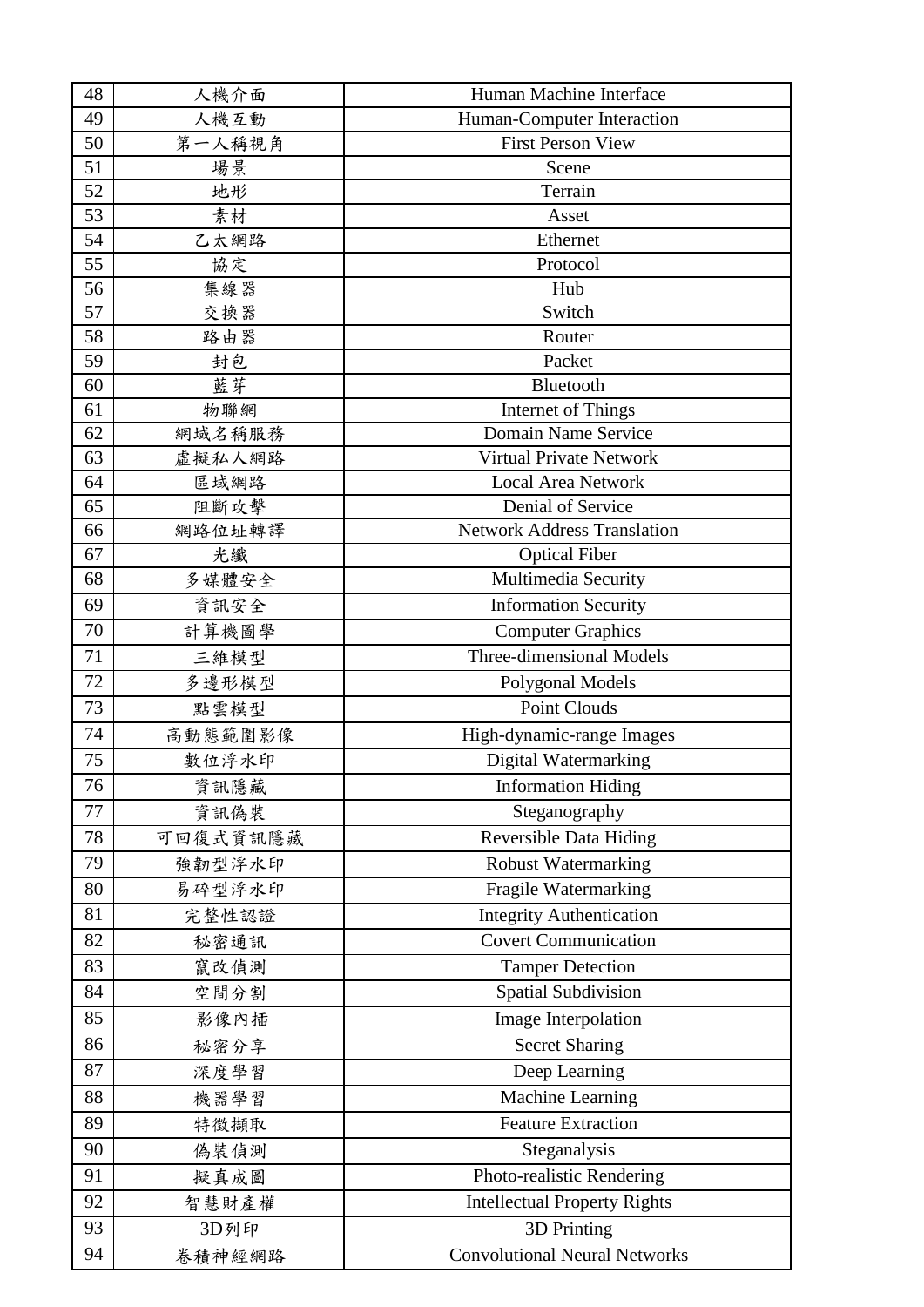| | | |
|---|---|---|
| 48 | 人機介面 | Human Machine Interface |
| 49 | 人機互動 | Human-Computer Interaction |
| 50 | 第一人稱視角 | First Person View |
| 51 | 場景 | Scene |
| 52 | 地形 | Terrain |
| 53 | 素材 | Asset |
| 54 | 乙太網路 | Ethernet |
| 55 | 協定 | Protocol |
| 56 | 集線器 | Hub |
| 57 | 交換器 | Switch |
| 58 | 路由器 | Router |
| 59 | 封包 | Packet |
| 60 | 藍芽 | Bluetooth |
| 61 | 物聯網 | Internet of Things |
| 62 | 網域名稱服務 | Domain Name Service |
| 63 | 虛擬私人網路 | Virtual Private Network |
| 64 | 區域網路 | Local Area Network |
| 65 | 阻斷攻擊 | Denial of Service |
| 66 | 網路位址轉譯 | Network Address Translation |
| 67 | 光纖 | Optical Fiber |
| 68 | 多媒體安全 | Multimedia Security |
| 69 | 資訊安全 | Information Security |
| 70 | 計算機圖學 | Computer Graphics |
| 71 | 三維模型 | Three-dimensional Models |
| 72 | 多邊形模型 | Polygonal Models |
| 73 | 點雲模型 | Point Clouds |
| 74 | 高動態範圍影像 | High-dynamic-range Images |
| 75 | 數位浮水印 | Digital Watermarking |
| 76 | 資訊隱藏 | Information Hiding |
| 77 | 資訊偽裝 | Steganography |
| 78 | 可回復式資訊隱藏 | Reversible Data Hiding |
| 79 | 強韌型浮水印 | Robust Watermarking |
| 80 | 易碎型浮水印 | Fragile Watermarking |
| 81 | 完整性認證 | Integrity Authentication |
| 82 | 秘密通訊 | Covert Communication |
| 83 | 竄改偵測 | Tamper Detection |
| 84 | 空間分割 | Spatial Subdivision |
| 85 | 影像內插 | Image Interpolation |
| 86 | 秘密分享 | Secret Sharing |
| 87 | 深度學習 | Deep Learning |
| 88 | 機器學習 | Machine Learning |
| 89 | 特徵擷取 | Feature Extraction |
| 90 | 偽裝偵測 | Steganalysis |
| 91 | 擬真成圖 | Photo-realistic Rendering |
| 92 | 智慧財產權 | Intellectual Property Rights |
| 93 | 3D列印 | 3D Printing |
| 94 | 卷積神經網路 | Convolutional Neural Networks |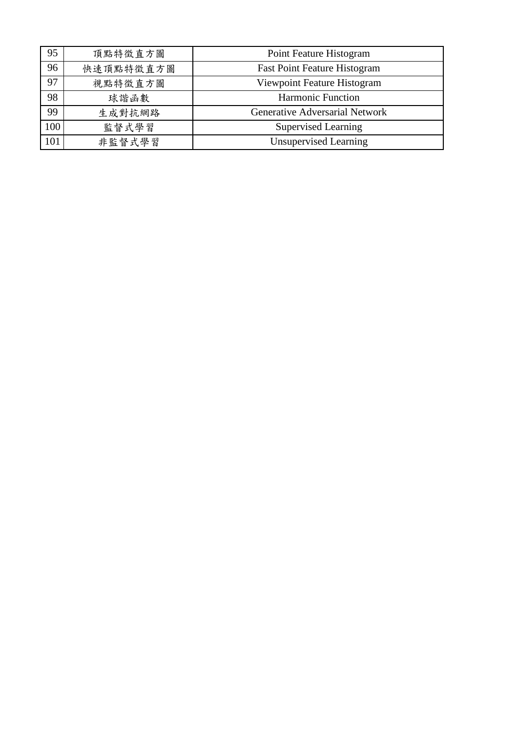| | | |
|---|---|---|
| 95 | 頂點特徵直方圖 | Point Feature Histogram |
| 96 | 快速頂點特徵直方圖 | Fast Point Feature Histogram |
| 97 | 視點特徵直方圖 | Viewpoint Feature Histogram |
| 98 | 球諧函數 | Harmonic Function |
| 99 | 生成對抗網路 | Generative Adversarial Network |
| 100 | 監督式學習 | Supervised Learning |
| 101 | 非監督式學習 | Unsupervised Learning |